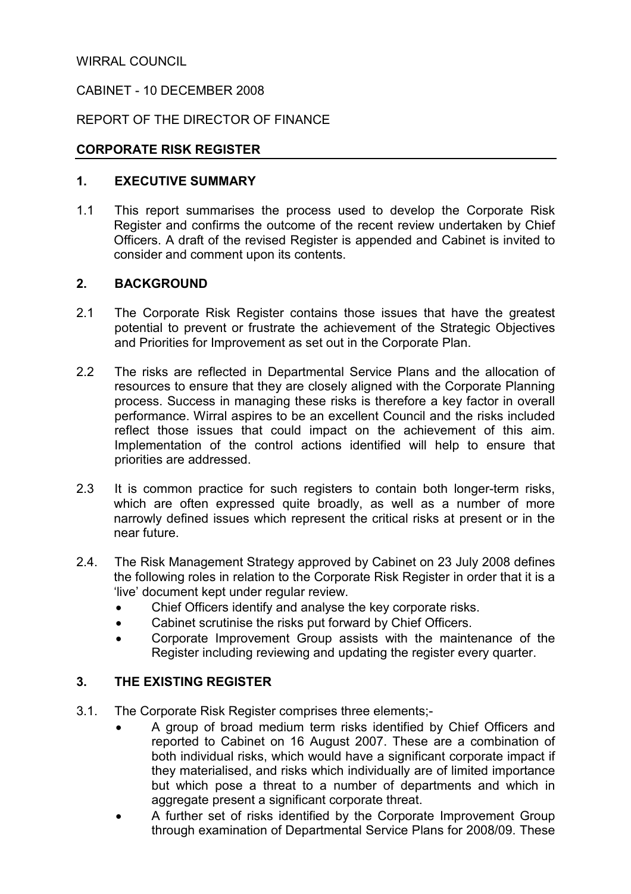WIRRAL COUNCIL

CABINET - 10 DECEMBER 2008

REPORT OF THE DIRECTOR OF FINANCE

**CORPORATE RISK REGISTER**

## 1. EXECUTIVE SUMMARY

1.1 This report summarises the process used to develop the Corporate Risk Register and confirms the outcome of the recent review undertaken by Chief Officers. A draft of the revised Register is appended and Cabinet is invited to consider and comment upon its contents.

## 2. BACKGROUND

2.1 The Corporate Risk Register contains those issues that have the greatest potential to prevent or frustrate the achievement of the Strategic Objectives and Priorities for Improvement as set out in the Corporate Plan.

2.2 The risks are reflected in Departmental Service Plans and the allocation of resources to ensure that they are closely aligned with the Corporate Planning process. Success in managing these risks is therefore a key factor in overall performance. Wirral aspires to be an excellent Council and the risks included reflect those issues that could impact on the achievement of this aim. Implementation of the control actions identified will help to ensure that priorities are addressed.

2.3 It is common practice for such registers to contain both longer-term risks, which are often expressed quite broadly, as well as a number of more narrowly defined issues which represent the critical risks at present or in the near future.

2.4. The Risk Management Strategy approved by Cabinet on 23 July 2008 defines the following roles in relation to the Corporate Risk Register in order that it is a 'live' document kept under regular review.

- Chief Officers identify and analyse the key corporate risks.
- Cabinet scrutinise the risks put forward by Chief Officers.
- Corporate Improvement Group assists with the maintenance of the Register including reviewing and updating the register every quarter.

## 3. THE EXISTING REGISTER

3.1. The Corporate Risk Register comprises three elements;-

- A group of broad medium term risks identified by Chief Officers and reported to Cabinet on 16 August 2007. These are a combination of both individual risks, which would have a significant corporate impact if they materialised, and risks which individually are of limited importance but which pose a threat to a number of departments and which in aggregate present a significant corporate threat.
- A further set of risks identified by the Corporate Improvement Group through examination of Departmental Service Plans for 2008/09. These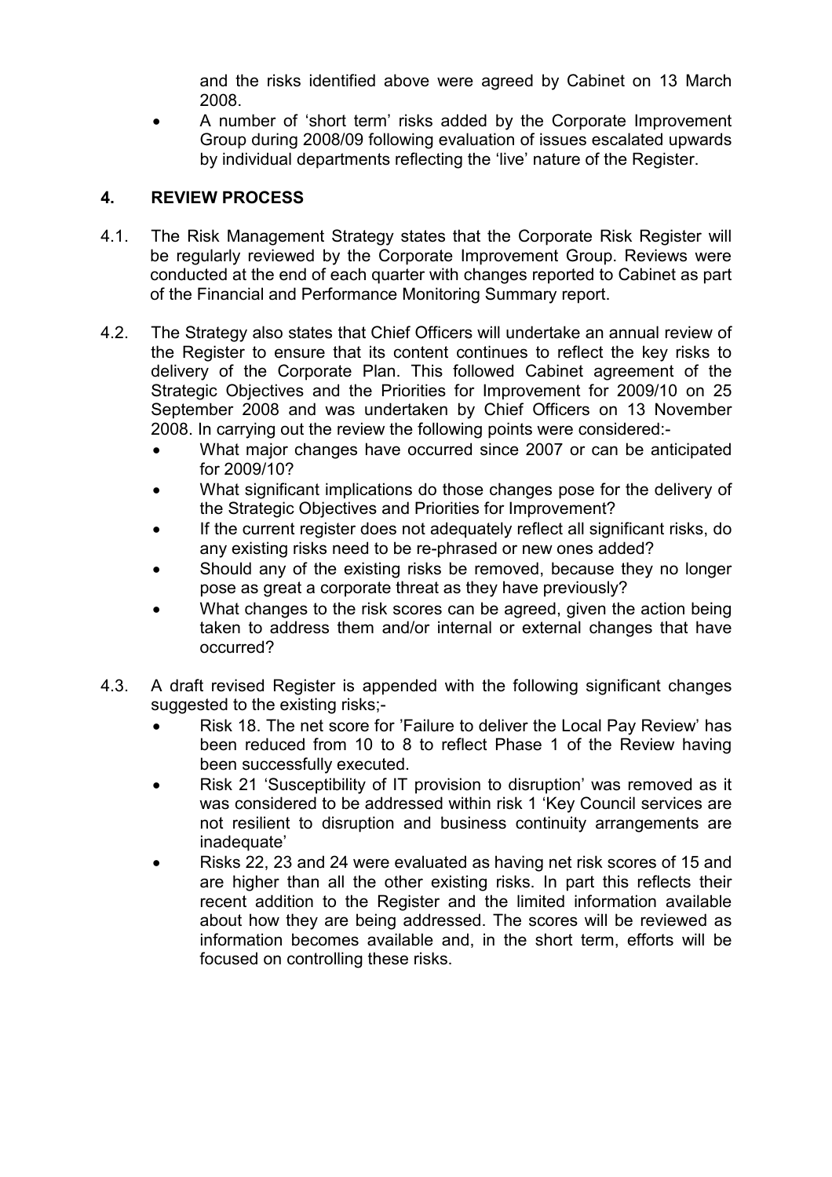and the risks identified above were agreed by Cabinet on 13 March 2008.

- A number of 'short term' risks added by the Corporate Improvement Group during 2008/09 following evaluation of issues escalated upwards by individual departments reflecting the 'live' nature of the Register.

## 4. REVIEW PROCESS

4.1. The Risk Management Strategy states that the Corporate Risk Register will be regularly reviewed by the Corporate Improvement Group. Reviews were conducted at the end of each quarter with changes reported to Cabinet as part of the Financial and Performance Monitoring Summary report.

4.2. The Strategy also states that Chief Officers will undertake an annual review of the Register to ensure that its content continues to reflect the key risks to delivery of the Corporate Plan. This followed Cabinet agreement of the Strategic Objectives and the Priorities for Improvement for 2009/10 on 25 September 2008 and was undertaken by Chief Officers on 13 November 2008. In carrying out the review the following points were considered:-

- What major changes have occurred since 2007 or can be anticipated for 2009/10?
- What significant implications do those changes pose for the delivery of the Strategic Objectives and Priorities for Improvement?
- If the current register does not adequately reflect all significant risks, do any existing risks need to be re-phrased or new ones added?
- Should any of the existing risks be removed, because they no longer pose as great a corporate threat as they have previously?
- What changes to the risk scores can be agreed, given the action being taken to address them and/or internal or external changes that have occurred?

4.3. A draft revised Register is appended with the following significant changes suggested to the existing risks;-

- Risk 18. The net score for 'Failure to deliver the Local Pay Review' has been reduced from 10 to 8 to reflect Phase 1 of the Review having been successfully executed.
- Risk 21 'Susceptibility of IT provision to disruption' was removed as it was considered to be addressed within risk 1 'Key Council services are not resilient to disruption and business continuity arrangements are inadequate'
- Risks 22, 23 and 24 were evaluated as having net risk scores of 15 and are higher than all the other existing risks. In part this reflects their recent addition to the Register and the limited information available about how they are being addressed. The scores will be reviewed as information becomes available and, in the short term, efforts will be focused on controlling these risks.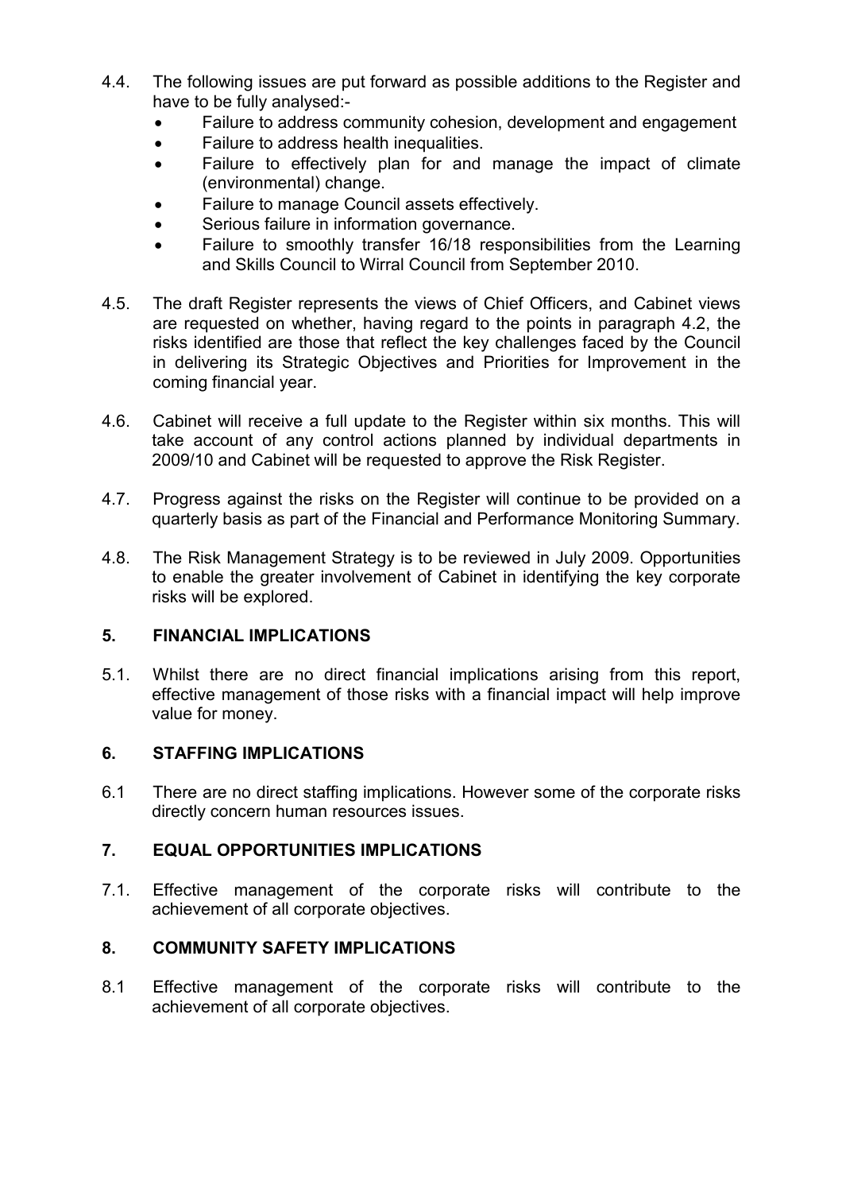4.4. The following issues are put forward as possible additions to the Register and have to be fully analysed:-

- Failure to address community cohesion, development and engagement
- Failure to address health inequalities.
- Failure to effectively plan for and manage the impact of climate (environmental) change.
- Failure to manage Council assets effectively.
- Serious failure in information governance.
- Failure to smoothly transfer 16/18 responsibilities from the Learning and Skills Council to Wirral Council from September 2010.

4.5. The draft Register represents the views of Chief Officers, and Cabinet views are requested on whether, having regard to the points in paragraph 4.2, the risks identified are those that reflect the key challenges faced by the Council in delivering its Strategic Objectives and Priorities for Improvement in the coming financial year.

4.6. Cabinet will receive a full update to the Register within six months. This will take account of any control actions planned by individual departments in 2009/10 and Cabinet will be requested to approve the Risk Register.

4.7. Progress against the risks on the Register will continue to be provided on a quarterly basis as part of the Financial and Performance Monitoring Summary.

4.8. The Risk Management Strategy is to be reviewed in July 2009. Opportunities to enable the greater involvement of Cabinet in identifying the key corporate risks will be explored.

## 5. FINANCIAL IMPLICATIONS

5.1. Whilst there are no direct financial implications arising from this report, effective management of those risks with a financial impact will help improve value for money.

## 6. STAFFING IMPLICATIONS

6.1 There are no direct staffing implications. However some of the corporate risks directly concern human resources issues.

## 7. EQUAL OPPORTUNITIES IMPLICATIONS

7.1. Effective management of the corporate risks will contribute to the achievement of all corporate objectives.

## 8. COMMUNITY SAFETY IMPLICATIONS

8.1 Effective management of the corporate risks will contribute to the achievement of all corporate objectives.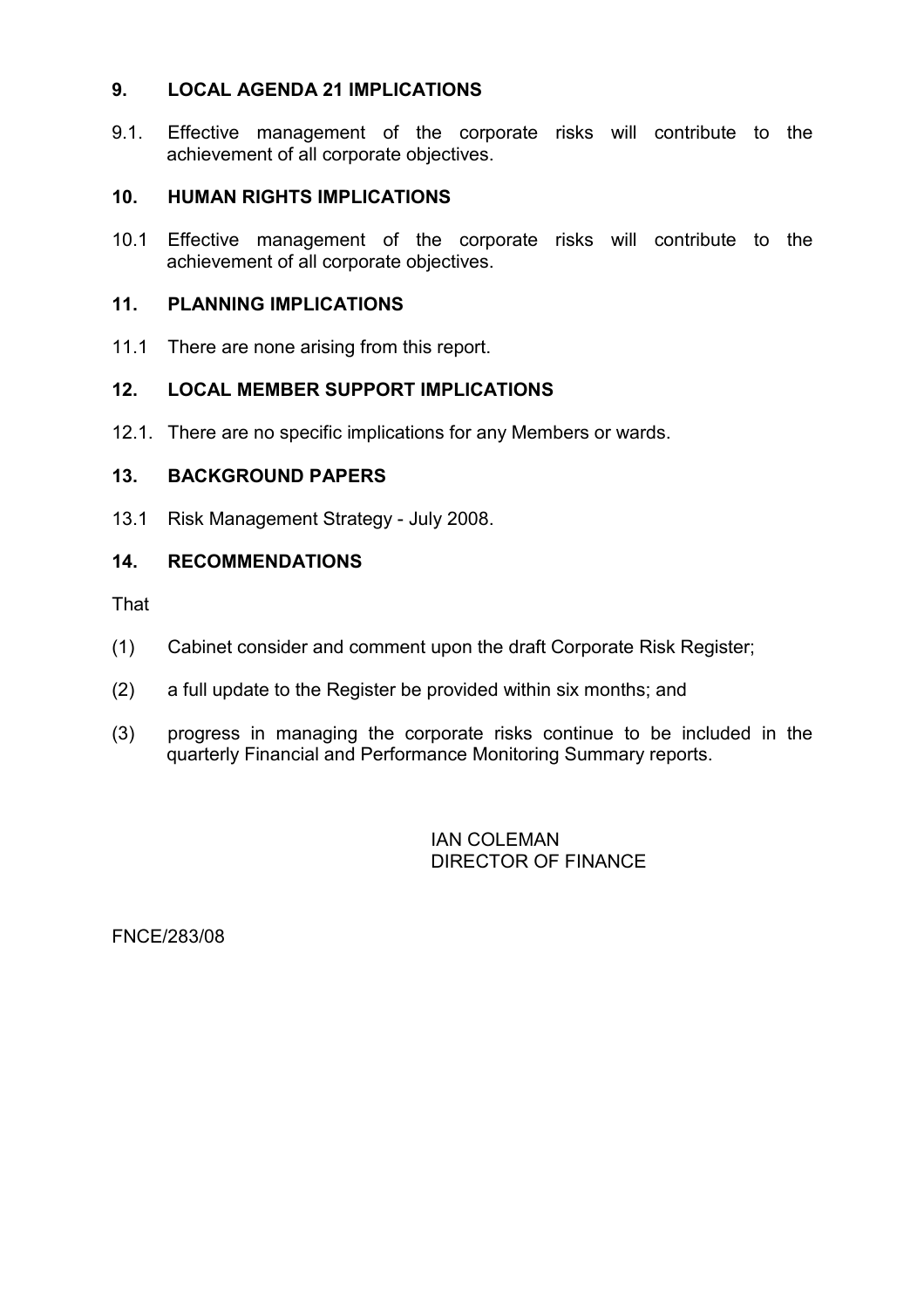## 9. LOCAL AGENDA 21 IMPLICATIONS

9.1. Effective management of the corporate risks will contribute to the achievement of all corporate objectives.

## 10. HUMAN RIGHTS IMPLICATIONS

10.1 Effective management of the corporate risks will contribute to the achievement of all corporate objectives.

## 11. PLANNING IMPLICATIONS

11.1 There are none arising from this report.

## 12. LOCAL MEMBER SUPPORT IMPLICATIONS

12.1. There are no specific implications for any Members or wards.

## 13. BACKGROUND PAPERS

13.1 Risk Management Strategy - July 2008.

## 14. RECOMMENDATIONS

That

(1) Cabinet consider and comment upon the draft Corporate Risk Register;

(2) a full update to the Register be provided within six months; and

(3) progress in managing the corporate risks continue to be included in the quarterly Financial and Performance Monitoring Summary reports.

IAN COLEMAN
DIRECTOR OF FINANCE

FNCE/283/08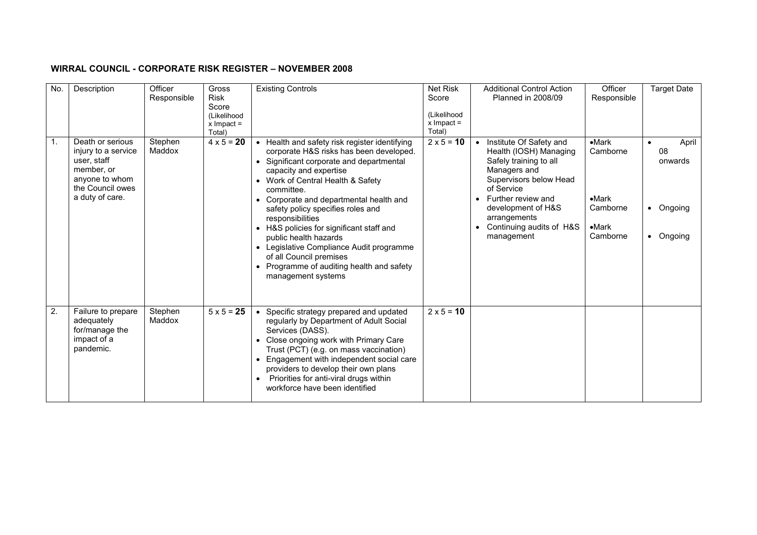**WIRRAL COUNCIL - CORPORATE RISK REGISTER – NOVEMBER 2008**

| No. | Description | Officer Responsible | Gross Risk Score (Likelihood x Impact = Total) | Existing Controls | Net Risk Score (Likelihood x Impact = Total) | Additional Control Action Planned in 2008/09 | Officer Responsible | Target Date |
|---|---|---|---|---|---|---|---|---|
| 1. | Death or serious injury to a service user, staff member, or anyone to whom the Council owes a duty of care. | Stephen Maddox | 4 x 5 = **20** | • Health and safety risk register identifying corporate H&S risks has been developed.<br>• Significant corporate and departmental capacity and expertise<br>• Work of Central Health & Safety committee.<br>• Corporate and departmental health and safety policy specifies roles and responsibilities<br>• H&S policies for significant staff and public health hazards<br>• Legislative Compliance Audit programme of all Council premises<br>• Programme of auditing health and safety management systems | 2 x 5 = **10** | • Institute Of Safety and Health (IOSH) Managing Safely training to all Managers and Supervisors below Head of Service<br>• Further review and development of H&S arrangements<br>• Continuing audits of H&S management | • Mark Camborne<br>• Mark Camborne<br>• Mark Camborne | • April 08 onwards<br>• Ongoing<br>• Ongoing |
| 2. | Failure to prepare adequately for/manage the impact of a pandemic. | Stephen Maddox | 5 x 5 = **25** | • Specific strategy prepared and updated regularly by Department of Adult Social Services (DASS).<br>• Close ongoing work with Primary Care Trust (PCT) (e.g. on mass vaccination)<br>• Engagement with independent social care providers to develop their own plans<br>• Priorities for anti-viral drugs within workforce have been identified | 2 x 5 = **10** | | | |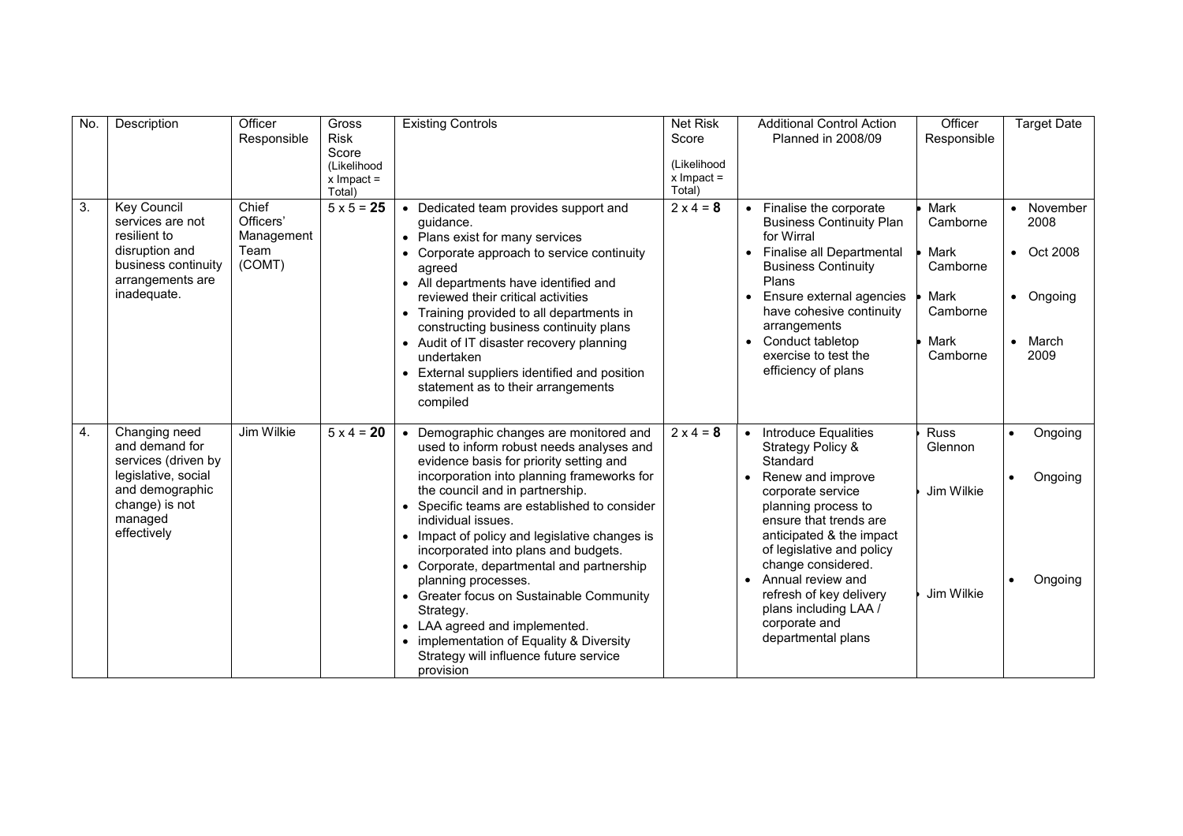| No. | Description | Officer Responsible | Gross Risk Score (Likelihood x Impact = Total) | Existing Controls | Net Risk Score (Likelihood x Impact = Total) | Additional Control Action Planned in 2008/09 | Officer Responsible | Target Date |
|---|---|---|---|---|---|---|---|---|
| 3. | Key Council services are not resilient to disruption and business continuity arrangements are inadequate. | Chief Officers' Management Team (COMT) | 5 x 5 = **25** | • Dedicated team provides support and guidance.<br>• Plans exist for many services<br>• Corporate approach to service continuity agreed<br>• All departments have identified and reviewed their critical activities<br>• Training provided to all departments in constructing business continuity plans<br>• Audit of IT disaster recovery planning undertaken<br>• External suppliers identified and position statement as to their arrangements compiled | 2 x 4 = **8** | • Finalise the corporate Business Continuity Plan for Wirral<br>• Finalise all Departmental Business Continuity Plans<br>• Ensure external agencies have cohesive continuity arrangements<br>• Conduct tabletop exercise to test the efficiency of plans | • Mark Camborne<br>• Mark Camborne<br>• Mark Camborne<br>• Mark Camborne | • November 2008<br>• Oct 2008<br>• Ongoing<br>• March 2009 |
| 4. | Changing need and demand for services (driven by legislative, social and demographic change) is not managed effectively | Jim Wilkie | 5 x 4 = **20** | • Demographic changes are monitored and used to inform robust needs analyses and evidence basis for priority setting and incorporation into planning frameworks for the council and in partnership.<br>• Specific teams are established to consider individual issues.<br>• Impact of policy and legislative changes is incorporated into plans and budgets.<br>• Corporate, departmental and partnership planning processes.<br>• Greater focus on Sustainable Community Strategy.<br>• LAA agreed and implemented.<br>• implementation of Equality & Diversity Strategy will influence future service provision | 2 x 4 = **8** | • Introduce Equalities Strategy Policy & Standard<br>• Renew and improve corporate service planning process to ensure that trends are anticipated & the impact of legislative and policy change considered.<br>• Annual review and refresh of key delivery plans including LAA / corporate and departmental plans | • Russ Glennon<br>• Jim Wilkie<br>• Jim Wilkie | • Ongoing<br>• Ongoing<br>• Ongoing |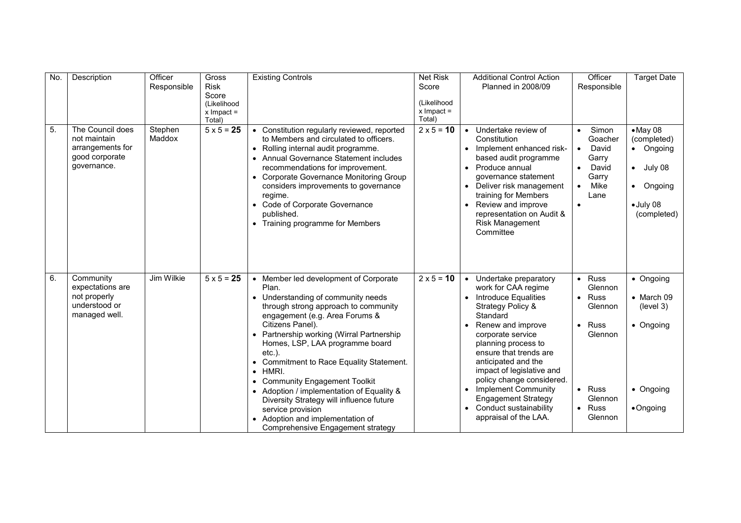| No. | Description | Officer Responsible | Gross Risk Score (Likelihood x Impact = Total) | Existing Controls | Net Risk Score (Likelihood x Impact = Total) | Additional Control Action Planned in 2008/09 | Officer Responsible | Target Date |
|---|---|---|---|---|---|---|---|---|
| 5. | The Council does not maintain arrangements for good corporate governance. | Stephen Maddox | 5 x 5 = **25** | • Constitution regularly reviewed, reported to Members and circulated to officers.<br>• Rolling internal audit programme.<br>• Annual Governance Statement includes recommendations for improvement.<br>• Corporate Governance Monitoring Group considers improvements to governance regime.<br>• Code of Corporate Governance published.<br>• Training programme for Members | 2 x 5 = **10** | • Undertake review of Constitution<br>• Implement enhanced risk-based audit programme<br>• Produce annual governance statement<br>• Deliver risk management training for Members<br>• Review and improve representation on Audit & Risk Management Committee | • Simon Goacher<br>• David Garry<br>• David Garry<br>• Mike Lane<br>• | • May 08 (completed)<br>• Ongoing<br>• July 08<br>• Ongoing<br>• July 08 (completed) |
| 6. | Community expectations are not properly understood or managed well. | Jim Wilkie | 5 x 5 = **25** | • Member led development of Corporate Plan.<br>• Understanding of community needs through strong approach to community engagement (e.g. Area Forums & Citizens Panel).<br>• Partnership working (Wirral Partnership Homes, LSP, LAA programme board etc.).<br>• Commitment to Race Equality Statement.<br>• HMRI.<br>• Community Engagement Toolkit<br>• Adoption / implementation of Equality & Diversity Strategy will influence future service provision<br>• Adoption and implementation of Comprehensive Engagement strategy | 2 x 5 = **10** | • Undertake preparatory work for CAA regime<br>• Introduce Equalities Strategy Policy & Standard<br>• Renew and improve corporate service planning process to ensure that trends are anticipated and the impact of legislative and policy change considered.<br>• Implement Community Engagement Strategy<br>• Conduct sustainability appraisal of the LAA. | • Russ Glennon<br>• Russ Glennon<br>• Russ Glennon<br>• Russ Glennon<br>• Russ Glennon | • Ongoing<br>• March 09 (level 3)<br>• Ongoing<br>• Ongoing<br>• Ongoing |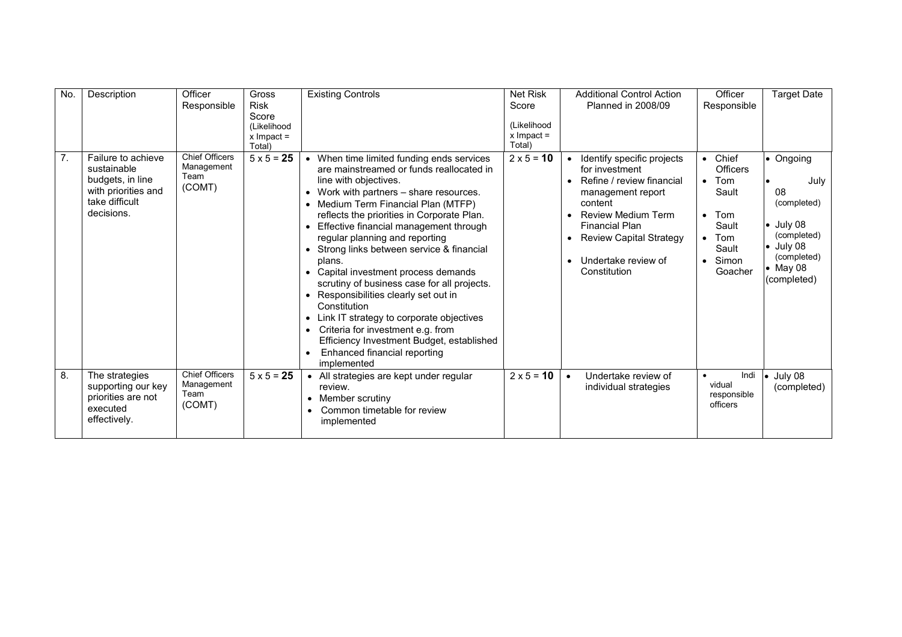| No. | Description | Officer Responsible | Gross Risk Score (Likelihood x Impact = Total) | Existing Controls | Net Risk Score (Likelihood x Impact = Total) | Additional Control Action Planned in 2008/09 | Officer Responsible | Target Date |
|---|---|---|---|---|---|---|---|---|
| 7. | Failure to achieve sustainable budgets, in line with priorities and take difficult decisions. | Chief Officers Management Team (COMT) | 5 x 5 = **25** | • When time limited funding ends services are mainstreamed or funds reallocated in line with objectives.<br>• Work with partners – share resources.<br>• Medium Term Financial Plan (MTFP) reflects the priorities in Corporate Plan.<br>• Effective financial management through regular planning and reporting<br>• Strong links between service & financial plans.<br>• Capital investment process demands scrutiny of business case for all projects.<br>• Responsibilities clearly set out in Constitution<br>• Link IT strategy to corporate objectives<br>• Criteria for investment e.g. from Efficiency Investment Budget, established<br>• Enhanced financial reporting implemented | 2 x 5 = **10** | • Identify specific projects for investment<br>• Refine / review financial management report content<br>• Review Medium Term Financial Plan<br>• Review Capital Strategy<br>• Undertake review of Constitution | • Chief Officers<br>• Tom Sault<br>• Tom Sault<br>• Tom Sault<br>• Simon Goacher | • Ongoing<br>• July 08 (completed)<br>• July 08 (completed)<br>• July 08 (completed)<br>• May 08 (completed) |
| 8. | The strategies supporting our key priorities are not executed effectively. | Chief Officers Management Team (COMT) | 5 x 5 = **25** | • All strategies are kept under regular review.<br>• Member scrutiny<br>• Common timetable for review implemented | 2 x 5 = **10** | • Undertake review of individual strategies | • Individual responsible officers | • July 08 (completed) |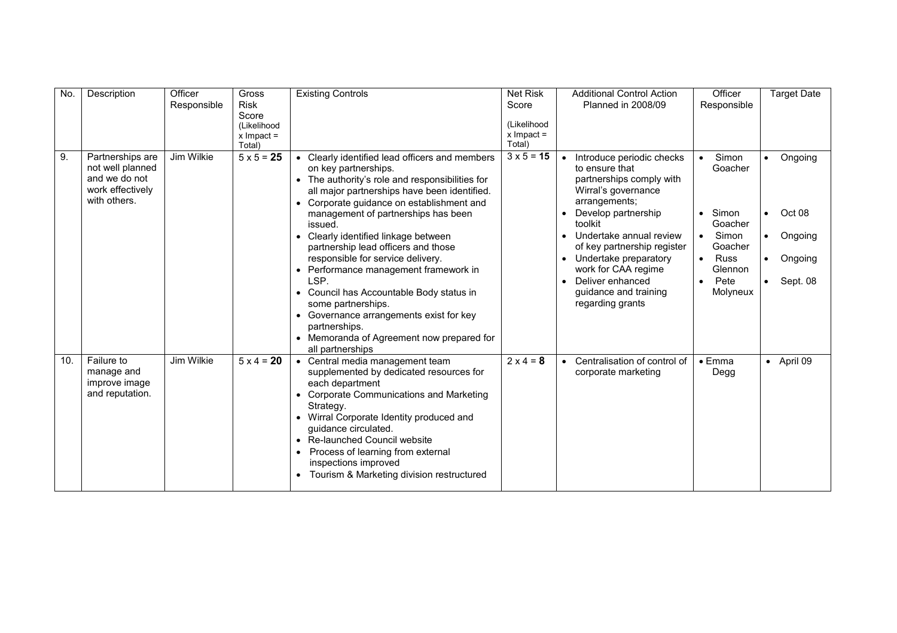| No. | Description | Officer Responsible | Gross Risk Score (Likelihood x Impact = Total) | Existing Controls | Net Risk Score (Likelihood x Impact = Total) | Additional Control Action Planned in 2008/09 | Officer Responsible | Target Date |
|---|---|---|---|---|---|---|---|---|
| 9. | Partnerships are not well planned and we do not work effectively with others. | Jim Wilkie | 5 x 5 = **25** | • Clearly identified lead officers and members on key partnerships.<br>• The authority's role and responsibilities for all major partnerships have been identified.<br>• Corporate guidance on establishment and management of partnerships has been issued.<br>• Clearly identified linkage between partnership lead officers and those responsible for service delivery.<br>• Performance management framework in LSP.<br>• Council has Accountable Body status in some partnerships.<br>• Governance arrangements exist for key partnerships.<br>• Memoranda of Agreement now prepared for all partnerships | 3 x 5 = **15** | • Introduce periodic checks to ensure that partnerships comply with Wirral's governance arrangements;<br>• Develop partnership toolkit<br>• Undertake annual review of key partnership register<br>• Undertake preparatory work for CAA regime<br>• Deliver enhanced guidance and training regarding grants | • Simon Goacher<br>• Simon Goacher<br>• Simon Goacher<br>• Russ Glennon<br>• Pete Molyneux | • Ongoing<br>• Oct 08<br>• Ongoing<br>• Ongoing<br>• Sept. 08 |
| 10. | Failure to manage and improve image and reputation. | Jim Wilkie | 5 x 4 = **20** | • Central media management team supplemented by dedicated resources for each department<br>• Corporate Communications and Marketing Strategy.<br>• Wirral Corporate Identity produced and guidance circulated.<br>• Re-launched Council website<br>• Process of learning from external inspections improved<br>• Tourism & Marketing division restructured | 2 x 4 = **8** | • Centralisation of control of corporate marketing | • Emma Degg | • April 09 |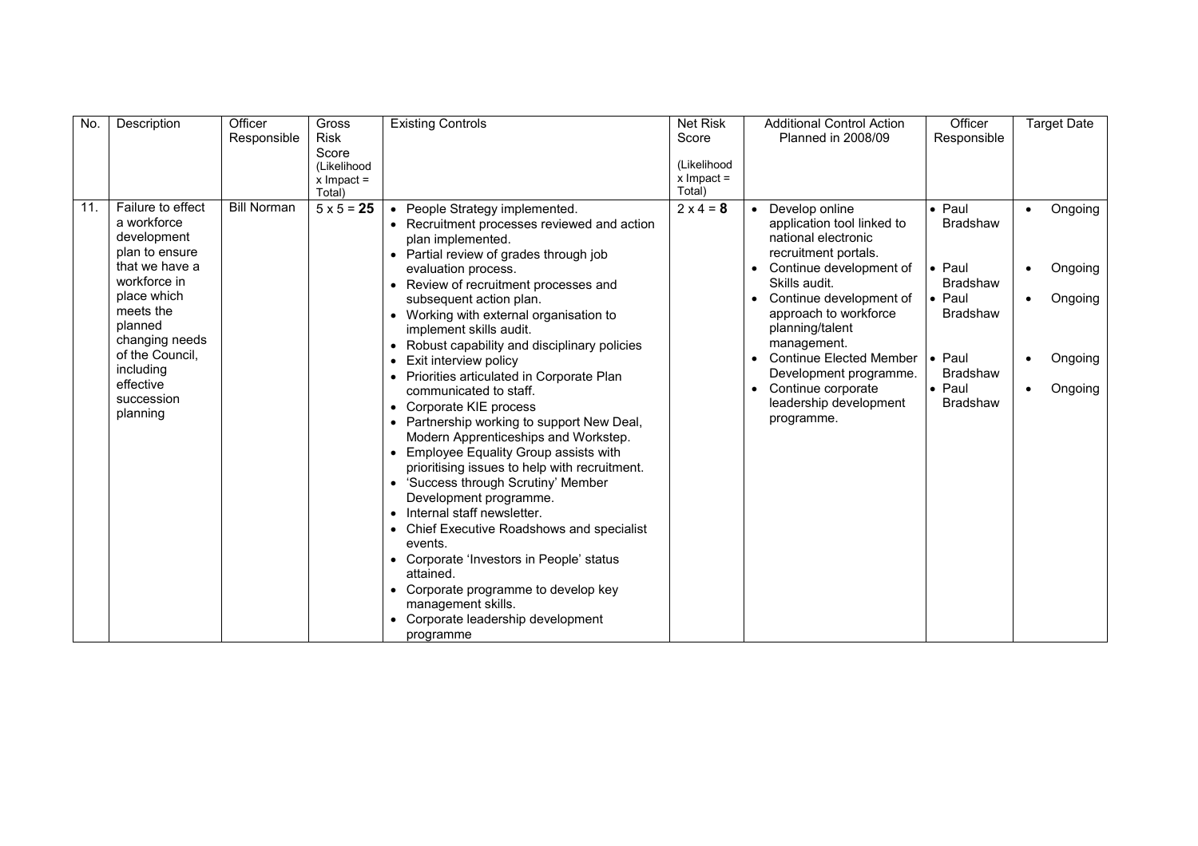| No. | Description | Officer Responsible | Gross Risk Score (Likelihood x Impact = Total) | Existing Controls | Net Risk Score (Likelihood x Impact = Total) | Additional Control Action Planned in 2008/09 | Officer Responsible | Target Date |
|---|---|---|---|---|---|---|---|---|
| 11. | Failure to effect a workforce development plan to ensure that we have a workforce in place which meets the planned changing needs of the Council, including effective succession planning | Bill Norman | 5 x 5 = **25** | • People Strategy implemented.<br>• Recruitment processes reviewed and action plan implemented.<br>• Partial review of grades through job evaluation process.<br>• Review of recruitment processes and subsequent action plan.<br>• Working with external organisation to implement skills audit.<br>• Robust capability and disciplinary policies<br>• Exit interview policy<br>• Priorities articulated in Corporate Plan communicated to staff.<br>• Corporate KIE process<br>• Partnership working to support New Deal, Modern Apprenticeships and Workstep.<br>• Employee Equality Group assists with prioritising issues to help with recruitment.<br>• 'Success through Scrutiny' Member Development programme.<br>• Internal staff newsletter.<br>• Chief Executive Roadshows and specialist events.<br>• Corporate 'Investors in People' status attained.<br>• Corporate programme to develop key management skills.<br>• Corporate leadership development programme | 2 x 4 = **8** | • Develop online application tool linked to national electronic recruitment portals.<br>• Continue development of Skills audit.<br>• Continue development of approach to workforce planning/talent management.<br>• Continue Elected Member Development programme.<br>• Continue corporate leadership development programme. | • Paul Bradshaw<br>• Paul Bradshaw<br>• Paul Bradshaw<br>• Paul Bradshaw<br>• Paul Bradshaw | • Ongoing<br>• Ongoing<br>• Ongoing<br>• Ongoing<br>• Ongoing |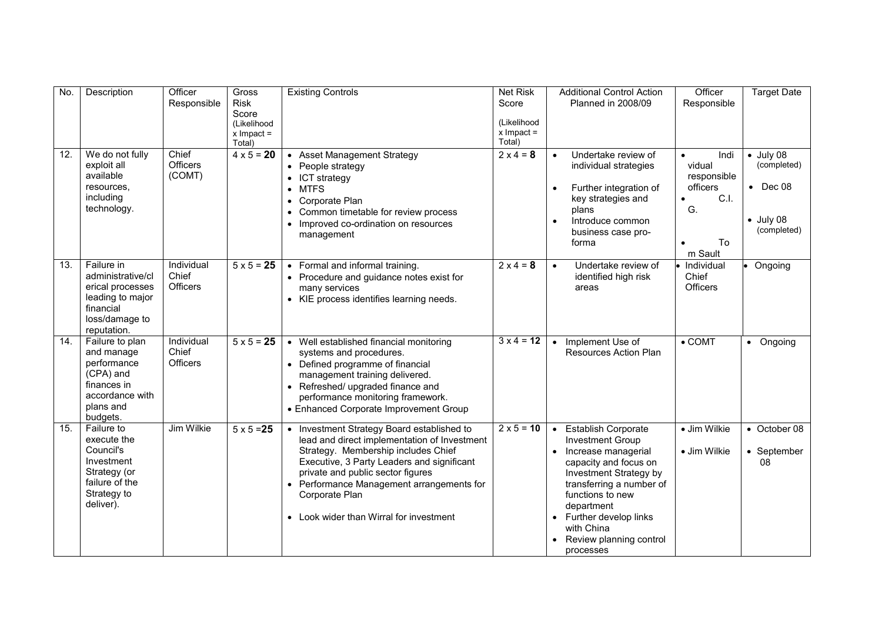| No. | Description | Officer Responsible | Gross Risk Score (Likelihood x Impact = Total) | Existing Controls | Net Risk Score (Likelihood x Impact = Total) | Additional Control Action Planned in 2008/09 | Officer Responsible | Target Date |
|---|---|---|---|---|---|---|---|---|
| 12. | We do not fully exploit all available resources, including technology. | Chief Officers (COMT) | 4 x 5 = **20** | • Asset Management Strategy<br>• People strategy<br>• ICT strategy<br>• MTFS<br>• Corporate Plan<br>• Common timetable for review process<br>• Improved co-ordination on resources management | 2 x 4 = **8** | • Undertake review of individual strategies<br>• Further integration of key strategies and plans<br>• Introduce common business case pro-forma | • Individual responsible officers<br>• C.I.G.<br>• Tom Sault | • July 08 (completed)<br>• Dec 08<br>• July 08 (completed) |
| 13. | Failure in administrative/clerical processes leading to major financial loss/damage to reputation. | Individual Chief Officers | 5 x 5 = **25** | • Formal and informal training.<br>• Procedure and guidance notes exist for many services<br>• KIE process identifies learning needs. | 2 x 4 = **8** | • Undertake review of identified high risk areas | • Individual Chief Officers | • Ongoing |
| 14. | Failure to plan and manage performance (CPA) and finances in accordance with plans and budgets. | Individual Chief Officers | 5 x 5 = **25** | • Well established financial monitoring systems and procedures.<br>• Defined programme of financial management training delivered.<br>• Refreshed/ upgraded finance and performance monitoring framework.<br>• Enhanced Corporate Improvement Group | 3 x 4 = **12** | • Implement Use of Resources Action Plan | • COMT | • Ongoing |
| 15. | Failure to execute the Council's Investment Strategy (or failure of the Strategy to deliver). | Jim Wilkie | 5 x 5 =**25** | • Investment Strategy Board established to lead and direct implementation of Investment Strategy. Membership includes Chief Executive, 3 Party Leaders and significant private and public sector figures<br>• Performance Management arrangements for Corporate Plan<br>• Look wider than Wirral for investment | 2 x 5 = **10** | • Establish Corporate Investment Group<br>• Increase managerial capacity and focus on Investment Strategy by transferring a number of functions to new department<br>• Further develop links with China<br>• Review planning control processes | • Jim Wilkie<br>• Jim Wilkie | • October 08<br>• September 08 |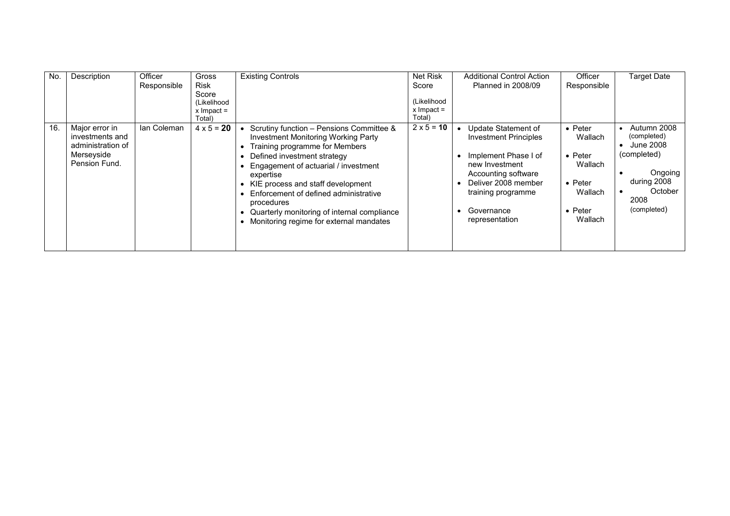| No. | Description | Officer Responsible | Gross Risk Score (Likelihood x Impact = Total) | Existing Controls | Net Risk Score (Likelihood x Impact = Total) | Additional Control Action Planned in 2008/09 | Officer Responsible | Target Date |
|---|---|---|---|---|---|---|---|---|
| 16. | Major error in investments and administration of Merseyside Pension Fund. | Ian Coleman | 4 x 5 = **20** | • Scrutiny function – Pensions Committee & Investment Monitoring Working Party<br>• Training programme for Members<br>• Defined investment strategy<br>• Engagement of actuarial / investment expertise<br>• KIE process and staff development<br>• Enforcement of defined administrative procedures<br>• Quarterly monitoring of internal compliance<br>• Monitoring regime for external mandates | 2 x 5 = **10** | • Update Statement of Investment Principles<br>• Implement Phase I of new Investment Accounting software<br>• Deliver 2008 member training programme<br>• Governance representation | • Peter Wallach<br>• Peter Wallach<br>• Peter Wallach<br>• Peter Wallach | • Autumn 2008 (completed)<br>• June 2008 (completed)<br>• Ongoing during 2008<br>• October 2008 (completed) |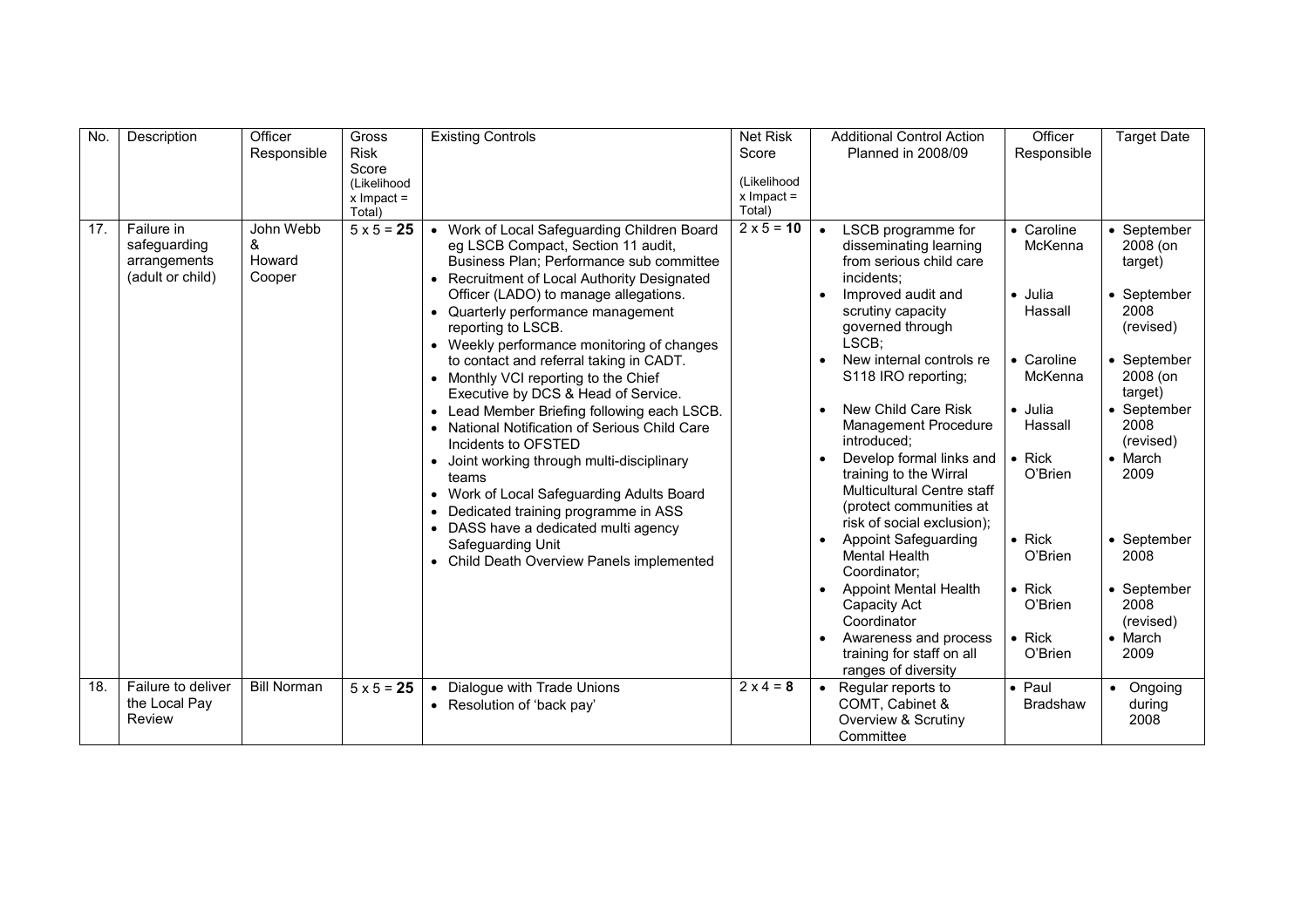| No. | Description | Officer Responsible | Gross Risk Score (Likelihood x Impact = Total) | Existing Controls | Net Risk Score (Likelihood x Impact = Total) | Additional Control Action Planned in 2008/09 | Officer Responsible | Target Date |
|---|---|---|---|---|---|---|---|---|
| 17. | Failure in safeguarding arrangements (adult or child) | John Webb & Howard Cooper | 5 x 5 = **25** | • Work of Local Safeguarding Children Board eg LSCB Compact, Section 11 audit, Business Plan; Performance sub committee<br>• Recruitment of Local Authority Designated Officer (LADO) to manage allegations.<br>• Quarterly performance management reporting to LSCB.<br>• Weekly performance monitoring of changes to contact and referral taking in CADT.<br>• Monthly VCI reporting to the Chief Executive by DCS & Head of Service.<br>• Lead Member Briefing following each LSCB.<br>• National Notification of Serious Child Care Incidents to OFSTED<br>• Joint working through multi-disciplinary teams<br>• Work of Local Safeguarding Adults Board<br>• Dedicated training programme in ASS<br>• DASS have a dedicated multi agency Safeguarding Unit<br>• Child Death Overview Panels implemented | 2 x 5 = **10** | • LSCB programme for disseminating learning from serious child care incidents;<br>• Improved audit and scrutiny capacity governed through LSCB;<br>• New internal controls re S118 IRO reporting;<br>• New Child Care Risk Management Procedure introduced;<br>• Develop formal links and training to the Wirral Multicultural Centre staff (protect communities at risk of social exclusion);<br>• Appoint Safeguarding Mental Health Coordinator;<br>• Appoint Mental Health Capacity Act Coordinator<br>• Awareness and process training for staff on all ranges of diversity | • Caroline McKenna<br>• Julia Hassall<br>• Caroline McKenna<br>• Julia Hassall<br>• Rick O'Brien<br>• Rick O'Brien<br>• Rick O'Brien<br>• Rick O'Brien | • September 2008 (on target)<br>• September 2008 (revised)<br>• September 2008 (on target)<br>• September 2008 (revised)<br>• March 2009<br>• September 2008<br>• September 2008 (revised)<br>• March 2009 |
| 18. | Failure to deliver the Local Pay Review | Bill Norman | 5 x 5 = **25** | • Dialogue with Trade Unions<br>• Resolution of 'back pay' | 2 x 4 = **8** | • Regular reports to COMT, Cabinet & Overview & Scrutiny Committee | • Paul Bradshaw | • Ongoing during 2008 |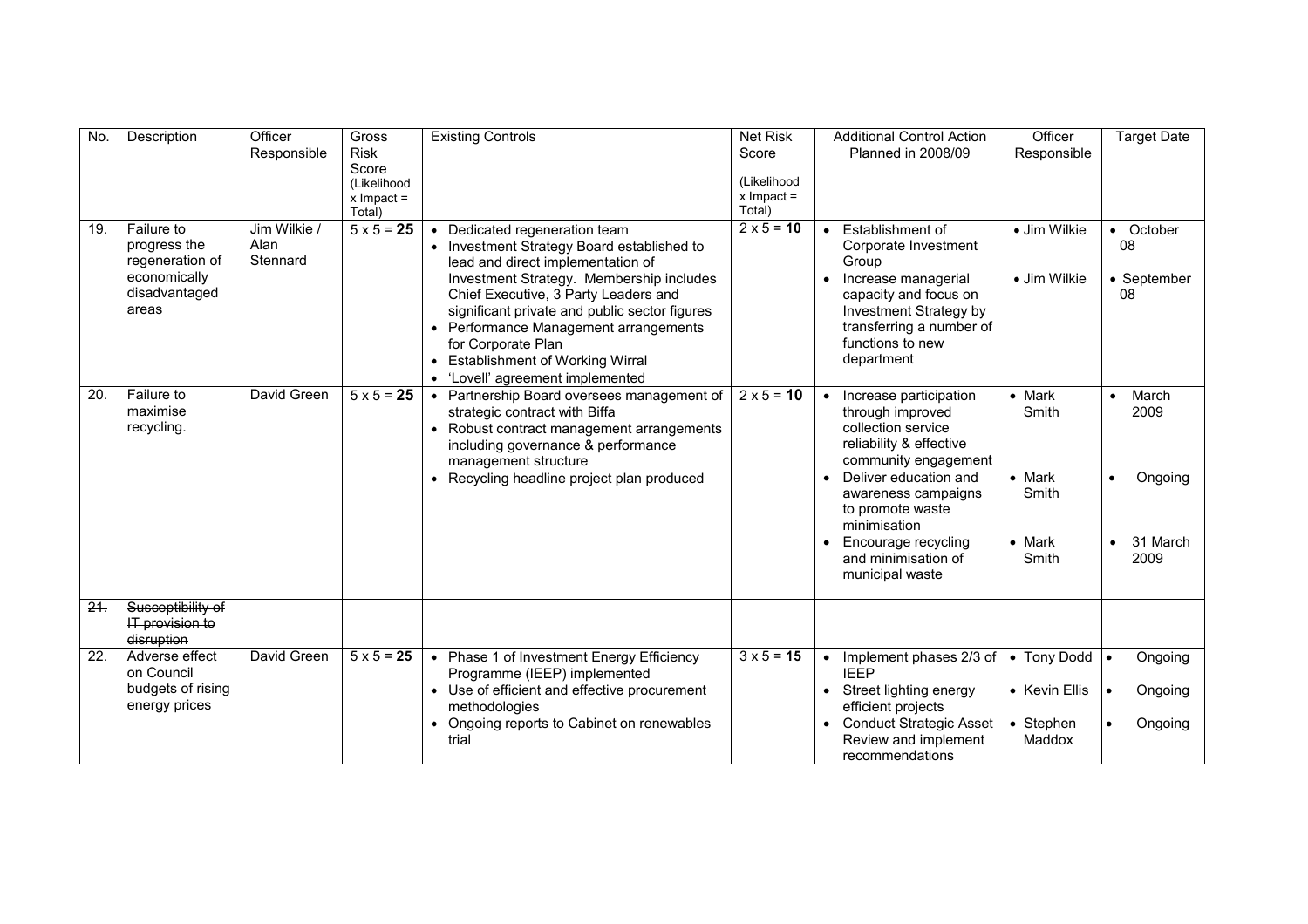| No. | Description | Officer Responsible | Gross Risk Score (Likelihood x Impact = Total) | Existing Controls | Net Risk Score (Likelihood x Impact = Total) | Additional Control Action Planned in 2008/09 | Officer Responsible | Target Date |
|---|---|---|---|---|---|---|---|---|
| 19. | Failure to progress the regeneration of economically disadvantaged areas | Jim Wilkie / Alan Stennard | 5 x 5 = **25** | • Dedicated regeneration team<br>• Investment Strategy Board established to lead and direct implementation of Investment Strategy. Membership includes Chief Executive, 3 Party Leaders and significant private and public sector figures<br>• Performance Management arrangements for Corporate Plan<br>• Establishment of Working Wirral<br>• 'Lovell' agreement implemented | 2 x 5 = **10** | • Establishment of Corporate Investment Group<br>• Increase managerial capacity and focus on Investment Strategy by transferring a number of functions to new department | • Jim Wilkie<br>• Jim Wilkie | • October 08<br>• September 08 |
| 20. | Failure to maximise recycling. | David Green | 5 x 5 = **25** | • Partnership Board oversees management of strategic contract with Biffa<br>• Robust contract management arrangements including governance & performance management structure<br>• Recycling headline project plan produced | 2 x 5 = **10** | • Increase participation through improved collection service reliability & effective community engagement<br>• Deliver education and awareness campaigns to promote waste minimisation<br>• Encourage recycling and minimisation of municipal waste | • Mark Smith<br>• Mark Smith<br>• Mark Smith | • March 2009<br>• Ongoing<br>• 31 March 2009 |
| ~~21.~~ | ~~Susceptibility of IT provision to disruption~~ | | | | | | | |
| 22. | Adverse effect on Council budgets of rising energy prices | David Green | 5 x 5 = **25** | • Phase 1 of Investment Energy Efficiency Programme (IEEP) implemented<br>• Use of efficient and effective procurement methodologies<br>• Ongoing reports to Cabinet on renewables trial | 3 x 5 = **15** | • Implement phases 2/3 of IEEP<br>• Street lighting energy efficient projects<br>• Conduct Strategic Asset Review and implement recommendations | • Tony Dodd<br>• Kevin Ellis<br>• Stephen Maddox | • Ongoing<br>• Ongoing<br>• Ongoing |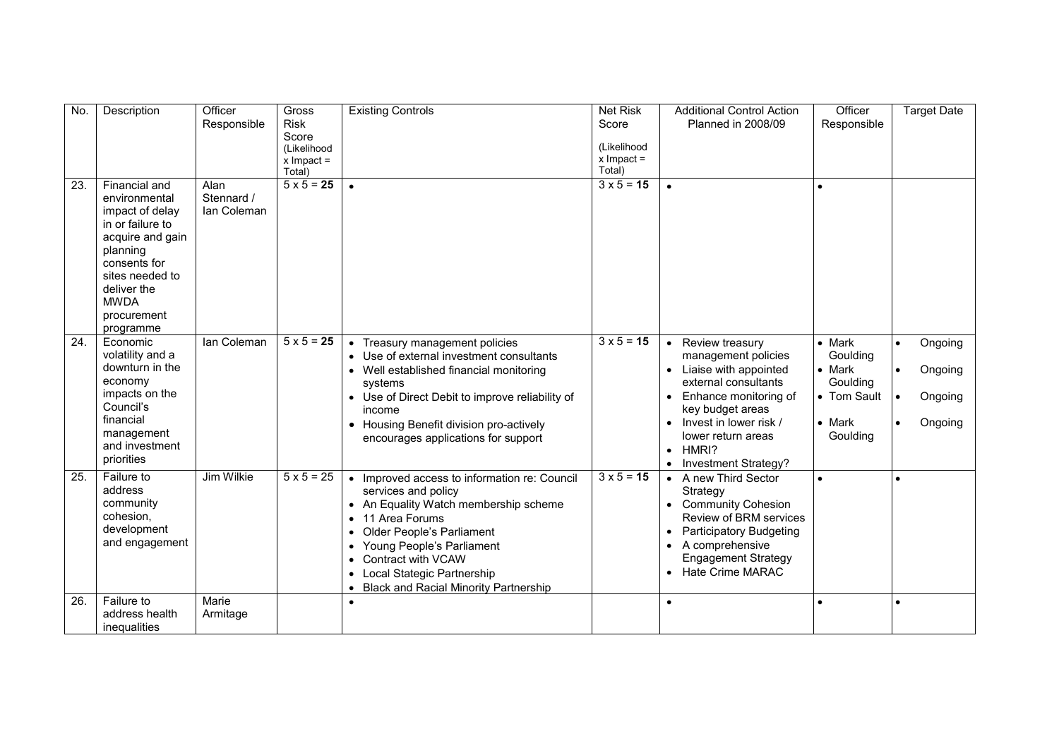| No. | Description | Officer Responsible | Gross Risk Score (Likelihood x Impact = Total) | Existing Controls | Net Risk Score (Likelihood x Impact = Total) | Additional Control Action Planned in 2008/09 | Officer Responsible | Target Date |
|---|---|---|---|---|---|---|---|---|
| 23. | Financial and environmental impact of delay in or failure to acquire and gain planning consents for sites needed to deliver the MWDA procurement programme | Alan Stennard / Ian Coleman | 5 x 5 = **25** | • | 3 x 5 = **15** | • | • | |
| 24. | Economic volatility and a downturn in the economy impacts on the Council's financial management and investment priorities | Ian Coleman | 5 x 5 = **25** | • Treasury management policies<br>• Use of external investment consultants<br>• Well established financial monitoring systems<br>• Use of Direct Debit to improve reliability of income<br>• Housing Benefit division pro-actively encourages applications for support | 3 x 5 = **15** | • Review treasury management policies<br>• Liaise with appointed external consultants<br>• Enhance monitoring of key budget areas<br>• Invest in lower risk / lower return areas<br>• HMRI?<br>• Investment Strategy? | • Mark Goulding<br>• Mark Goulding<br>• Tom Sault<br>• Mark Goulding | • Ongoing<br>• Ongoing<br>• Ongoing<br>• Ongoing |
| 25. | Failure to address community cohesion, development and engagement | Jim Wilkie | 5 x 5 = 25 | • Improved access to information re: Council services and policy<br>• An Equality Watch membership scheme<br>• 11 Area Forums<br>• Older People's Parliament<br>• Young People's Parliament<br>• Contract with VCAW<br>• Local Stategic Partnership<br>• Black and Racial Minority Partnership | 3 x 5 = **15** | • A new Third Sector Strategy<br>• Community Cohesion Review of BRM services<br>• Participatory Budgeting<br>• A comprehensive Engagement Strategy<br>• Hate Crime MARAC | • | • |
| 26. | Failure to address health inequalities | Marie Armitage | | • | | • | • | • |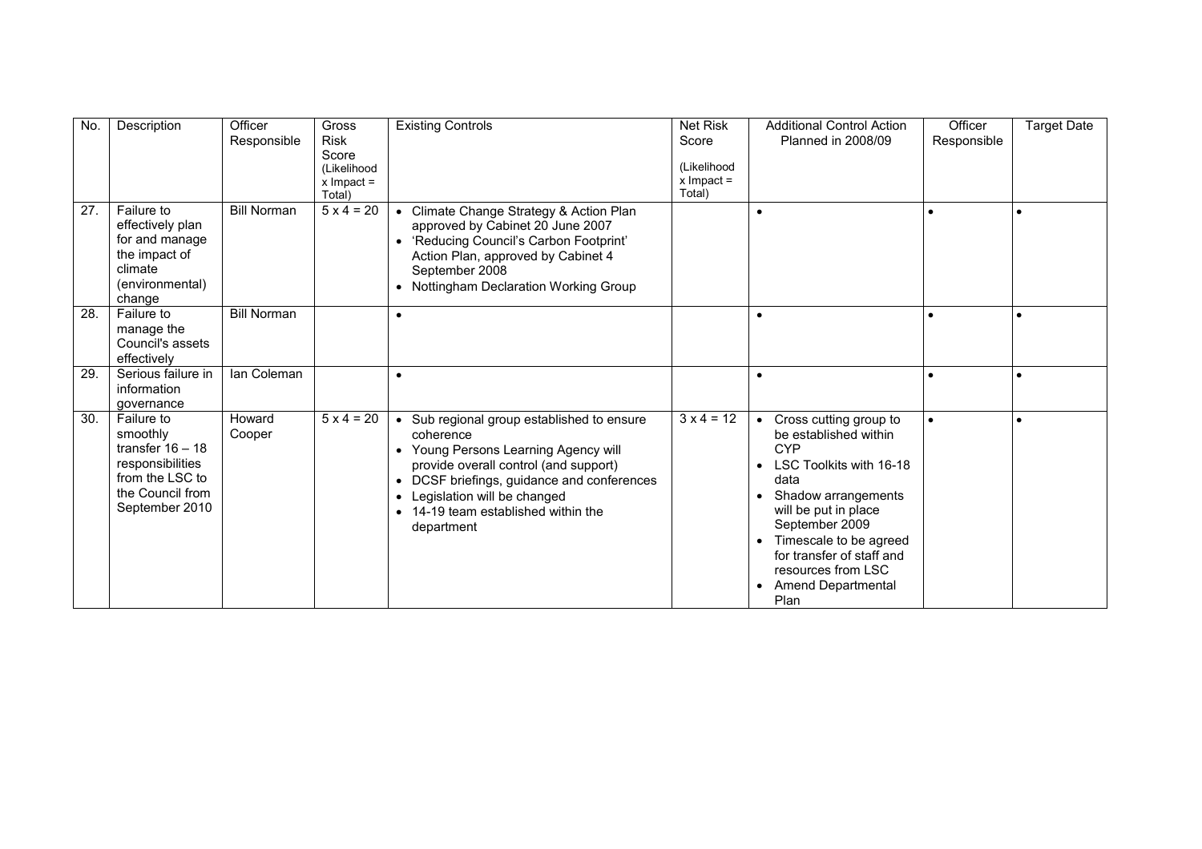| No. | Description | Officer Responsible | Gross Risk Score (Likelihood x Impact = Total) | Existing Controls | Net Risk Score (Likelihood x Impact = Total) | Additional Control Action Planned in 2008/09 | Officer Responsible | Target Date |
|---|---|---|---|---|---|---|---|---|
| 27. | Failure to effectively plan for and manage the impact of climate (environmental) change | Bill Norman | 5 x 4 = 20 | • Climate Change Strategy & Action Plan approved by Cabinet 20 June 2007<br>• 'Reducing Council's Carbon Footprint' Action Plan, approved by Cabinet 4 September 2008<br>• Nottingham Declaration Working Group | | • | • | • |
| 28. | Failure to manage the Council's assets effectively | Bill Norman | | • | | • | • | • |
| 29. | Serious failure in information governance | Ian Coleman | | • | | • | • | • |
| 30. | Failure to smoothly transfer 16 – 18 responsibilities from the LSC to the Council from September 2010 | Howard Cooper | 5 x 4 = 20 | • Sub regional group established to ensure coherence<br>• Young Persons Learning Agency will provide overall control (and support)<br>• DCSF briefings, guidance and conferences<br>• Legislation will be changed<br>• 14-19 team established within the department | 3 x 4 = 12 | • Cross cutting group to be established within CYP<br>• LSC Toolkits with 16-18 data<br>• Shadow arrangements will be put in place September 2009<br>• Timescale to be agreed for transfer of staff and resources from LSC<br>• Amend Departmental Plan | • | • |